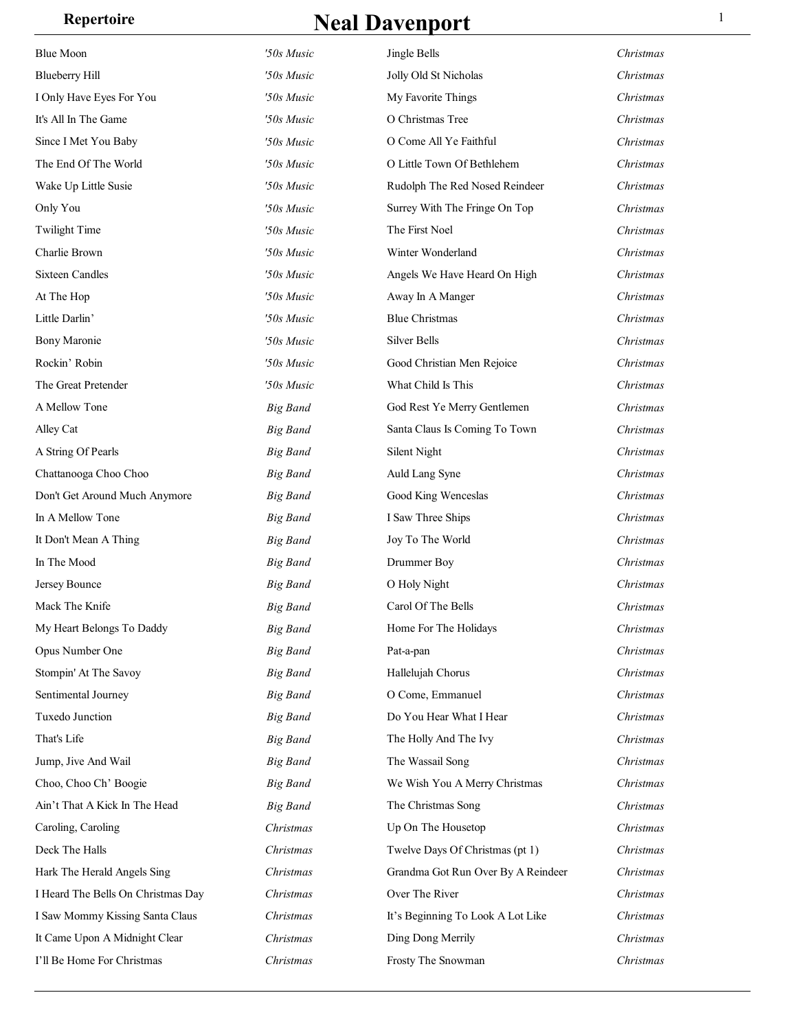# Neal Davenport

## Repertoire

| Song | Genre |
|---|---|
| Blue Moon | *'50s Music* |
| Blueberry Hill | *'50s Music* |
| I Only Have Eyes For You | *'50s Music* |
| It's All In The Game | *'50s Music* |
| Since I Met You Baby | *'50s Music* |
| The End Of The World | *'50s Music* |
| Wake Up Little Susie | *'50s Music* |
| Only You | *'50s Music* |
| Twilight Time | *'50s Music* |
| Charlie Brown | *'50s Music* |
| Sixteen Candles | *'50s Music* |
| At The Hop | *'50s Music* |
| Little Darlin' | *'50s Music* |
| Bony Maronie | *'50s Music* |
| Rockin' Robin | *'50s Music* |
| The Great Pretender | *'50s Music* |
| A Mellow Tone | *Big Band* |
| Alley Cat | *Big Band* |
| A String Of Pearls | *Big Band* |
| Chattanooga Choo Choo | *Big Band* |
| Don't Get Around Much Anymore | *Big Band* |
| In A Mellow Tone | *Big Band* |
| It Don't Mean A Thing | *Big Band* |
| In The Mood | *Big Band* |
| Jersey Bounce | *Big Band* |
| Mack The Knife | *Big Band* |
| My Heart Belongs To Daddy | *Big Band* |
| Opus Number One | *Big Band* |
| Stompin' At The Savoy | *Big Band* |
| Sentimental Journey | *Big Band* |
| Tuxedo Junction | *Big Band* |
| That's Life | *Big Band* |
| Jump, Jive And Wail | *Big Band* |
| Choo, Choo Ch' Boogie | *Big Band* |
| Ain't That A Kick In The Head | *Big Band* |
| Caroling, Caroling | *Christmas* |
| Deck The Halls | *Christmas* |
| Hark The Herald Angels Sing | *Christmas* |
| I Heard The Bells On Christmas Day | *Christmas* |
| I Saw Mommy Kissing Santa Claus | *Christmas* |
| It Came Upon A Midnight Clear | *Christmas* |
| I'll Be Home For Christmas | *Christmas* |
| Jingle Bells | *Christmas* |
| Jolly Old St Nicholas | *Christmas* |
| My Favorite Things | *Christmas* |
| O Christmas Tree | *Christmas* |
| O Come All Ye Faithful | *Christmas* |
| O Little Town Of Bethlehem | *Christmas* |
| Rudolph The Red Nosed Reindeer | *Christmas* |
| Surrey With The Fringe On Top | *Christmas* |
| The First Noel | *Christmas* |
| Winter Wonderland | *Christmas* |
| Angels We Have Heard On High | *Christmas* |
| Away In A Manger | *Christmas* |
| Blue Christmas | *Christmas* |
| Silver Bells | *Christmas* |
| Good Christian Men Rejoice | *Christmas* |
| What Child Is This | *Christmas* |
| God Rest Ye Merry Gentlemen | *Christmas* |
| Santa Claus Is Coming To Town | *Christmas* |
| Silent Night | *Christmas* |
| Auld Lang Syne | *Christmas* |
| Good King Wenceslas | *Christmas* |
| I Saw Three Ships | *Christmas* |
| Joy To The World | *Christmas* |
| Drummer Boy | *Christmas* |
| O Holy Night | *Christmas* |
| Carol Of The Bells | *Christmas* |
| Home For The Holidays | *Christmas* |
| Pat-a-pan | *Christmas* |
| Hallelujah Chorus | *Christmas* |
| O Come, Emmanuel | *Christmas* |
| Do You Hear What I Hear | *Christmas* |
| The Holly And The Ivy | *Christmas* |
| The Wassail Song | *Christmas* |
| We Wish You A Merry Christmas | *Christmas* |
| The Christmas Song | *Christmas* |
| Up On The Housetop | *Christmas* |
| Twelve Days Of Christmas (pt 1) | *Christmas* |
| Grandma Got Run Over By A Reindeer | *Christmas* |
| Over The River | *Christmas* |
| It's Beginning To Look A Lot Like | *Christmas* |
| Ding Dong Merrily | *Christmas* |
| Frosty The Snowman | *Christmas* |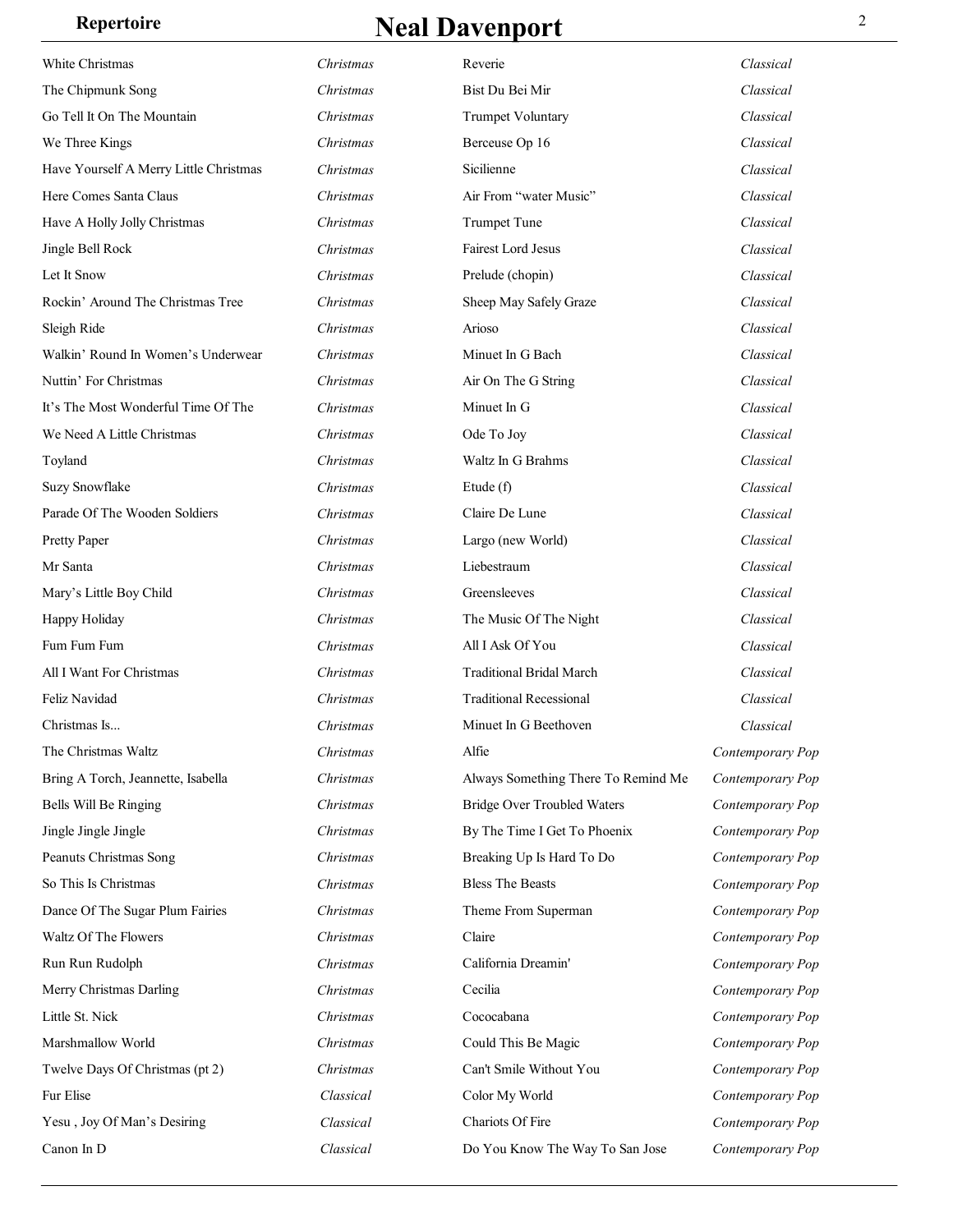| Song | Genre |
|---|---|
| White Christmas | *Christmas* |
| The Chipmunk Song | *Christmas* |
| Go Tell It On The Mountain | *Christmas* |
| We Three Kings | *Christmas* |
| Have Yourself A Merry Little Christmas | *Christmas* |
| Here Comes Santa Claus | *Christmas* |
| Have A Holly Jolly Christmas | *Christmas* |
| Jingle Bell Rock | *Christmas* |
| Let It Snow | *Christmas* |
| Rockin' Around The Christmas Tree | *Christmas* |
| Sleigh Ride | *Christmas* |
| Walkin' Round In Women's Underwear | *Christmas* |
| Nuttin' For Christmas | *Christmas* |
| It's The Most Wonderful Time Of The | *Christmas* |
| We Need A Little Christmas | *Christmas* |
| Toyland | *Christmas* |
| Suzy Snowflake | *Christmas* |
| Parade Of The Wooden Soldiers | *Christmas* |
| Pretty Paper | *Christmas* |
| Mr Santa | *Christmas* |
| Mary's Little Boy Child | *Christmas* |
| Happy Holiday | *Christmas* |
| Fum Fum Fum | *Christmas* |
| All I Want For Christmas | *Christmas* |
| Feliz Navidad | *Christmas* |
| Christmas Is... | *Christmas* |
| The Christmas Waltz | *Christmas* |
| Bring A Torch, Jeannette, Isabella | *Christmas* |
| Bells Will Be Ringing | *Christmas* |
| Jingle Jingle Jingle | *Christmas* |
| Peanuts Christmas Song | *Christmas* |
| So This Is Christmas | *Christmas* |
| Dance Of The Sugar Plum Fairies | *Christmas* |
| Waltz Of The Flowers | *Christmas* |
| Run Run Rudolph | *Christmas* |
| Merry Christmas Darling | *Christmas* |
| Little St. Nick | *Christmas* |
| Marshmallow World | *Christmas* |
| Twelve Days Of Christmas (pt 2) | *Christmas* |
| Fur Elise | *Classical* |
| Yesu , Joy Of Man's Desiring | *Classical* |
| Canon In D | *Classical* |
| Reverie | *Classical* |
| Bist Du Bei Mir | *Classical* |
| Trumpet Voluntary | *Classical* |
| Berceuse Op 16 | *Classical* |
| Sicilienne | *Classical* |
| Air From "water Music" | *Classical* |
| Trumpet Tune | *Classical* |
| Fairest Lord Jesus | *Classical* |
| Prelude (chopin) | *Classical* |
| Sheep May Safely Graze | *Classical* |
| Arioso | *Classical* |
| Minuet In G Bach | *Classical* |
| Air On The G String | *Classical* |
| Minuet In G | *Classical* |
| Ode To Joy | *Classical* |
| Waltz In G Brahms | *Classical* |
| Etude (f) | *Classical* |
| Claire De Lune | *Classical* |
| Largo (new World) | *Classical* |
| Liebestraum | *Classical* |
| Greensleeves | *Classical* |
| The Music Of The Night | *Classical* |
| All I Ask Of You | *Classical* |
| Traditional Bridal March | *Classical* |
| Traditional Recessional | *Classical* |
| Minuet In G Beethoven | *Classical* |
| Alfie | *Contemporary Pop* |
| Always Something There To Remind Me | *Contemporary Pop* |
| Bridge Over Troubled Waters | *Contemporary Pop* |
| By The Time I Get To Phoenix | *Contemporary Pop* |
| Breaking Up Is Hard To Do | *Contemporary Pop* |
| Bless The Beasts | *Contemporary Pop* |
| Theme From Superman | *Contemporary Pop* |
| Claire | *Contemporary Pop* |
| California Dreamin' | *Contemporary Pop* |
| Cecilia | *Contemporary Pop* |
| Cococabana | *Contemporary Pop* |
| Could This Be Magic | *Contemporary Pop* |
| Can't Smile Without You | *Contemporary Pop* |
| Color My World | *Contemporary Pop* |
| Chariots Of Fire | *Contemporary Pop* |
| Do You Know The Way To San Jose | *Contemporary Pop* |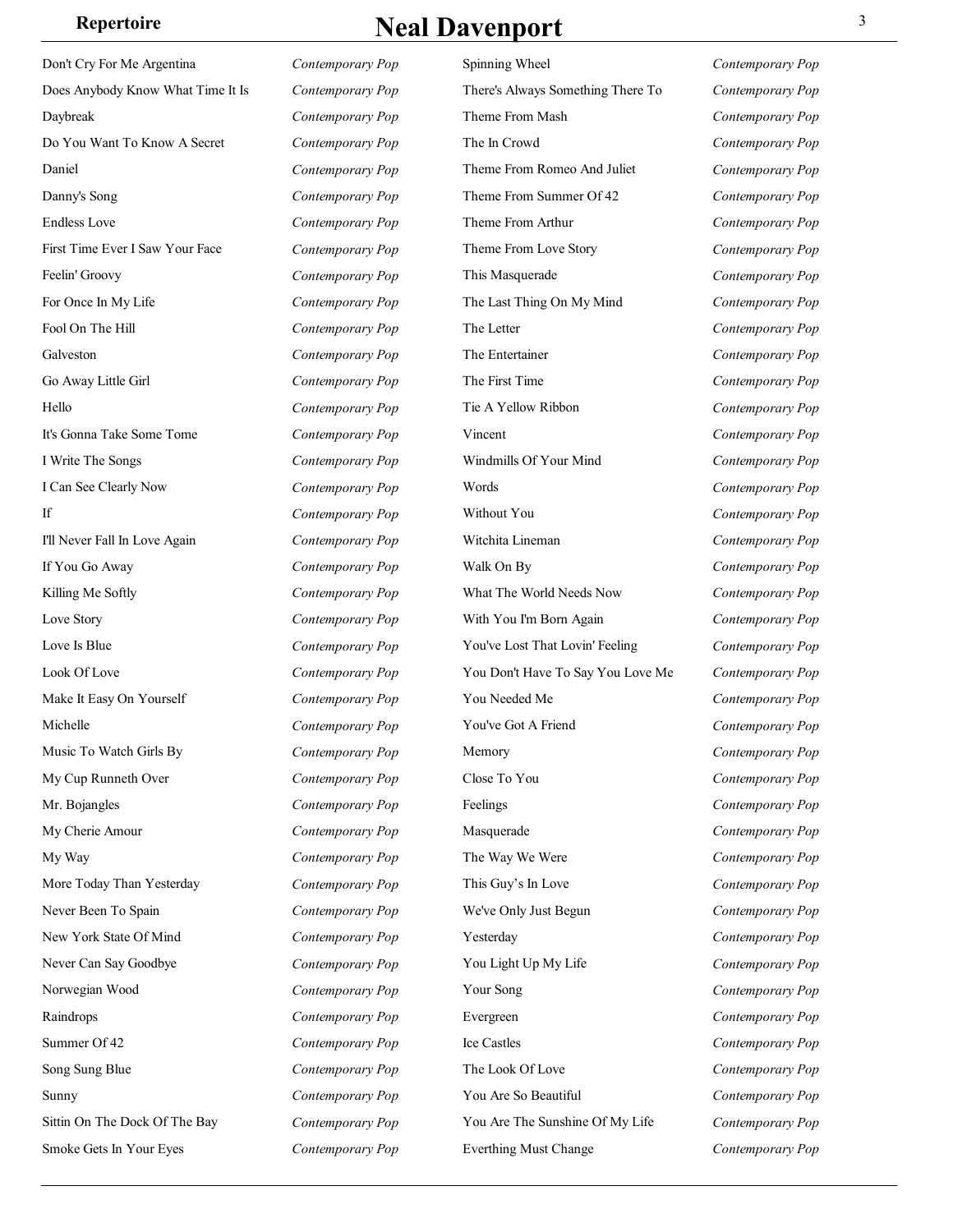| Song | Genre |
| --- | --- |
| Don't Cry For Me Argentina | *Contemporary Pop* |
| Does Anybody Know What Time It Is | *Contemporary Pop* |
| Daybreak | *Contemporary Pop* |
| Do You Want To Know A Secret | *Contemporary Pop* |
| Daniel | *Contemporary Pop* |
| Danny's Song | *Contemporary Pop* |
| Endless Love | *Contemporary Pop* |
| First Time Ever I Saw Your Face | *Contemporary Pop* |
| Feelin' Groovy | *Contemporary Pop* |
| For Once In My Life | *Contemporary Pop* |
| Fool On The Hill | *Contemporary Pop* |
| Galveston | *Contemporary Pop* |
| Go Away Little Girl | *Contemporary Pop* |
| Hello | *Contemporary Pop* |
| It's Gonna Take Some Tome | *Contemporary Pop* |
| I Write The Songs | *Contemporary Pop* |
| I Can See Clearly Now | *Contemporary Pop* |
| If | *Contemporary Pop* |
| I'll Never Fall In Love Again | *Contemporary Pop* |
| If You Go Away | *Contemporary Pop* |
| Killing Me Softly | *Contemporary Pop* |
| Love Story | *Contemporary Pop* |
| Love Is Blue | *Contemporary Pop* |
| Look Of Love | *Contemporary Pop* |
| Make It Easy On Yourself | *Contemporary Pop* |
| Michelle | *Contemporary Pop* |
| Music To Watch Girls By | *Contemporary Pop* |
| My Cup Runneth Over | *Contemporary Pop* |
| Mr. Bojangles | *Contemporary Pop* |
| My Cherie Amour | *Contemporary Pop* |
| My Way | *Contemporary Pop* |
| More Today Than Yesterday | *Contemporary Pop* |
| Never Been To Spain | *Contemporary Pop* |
| New York State Of Mind | *Contemporary Pop* |
| Never Can Say Goodbye | *Contemporary Pop* |
| Norwegian Wood | *Contemporary Pop* |
| Raindrops | *Contemporary Pop* |
| Summer Of 42 | *Contemporary Pop* |
| Song Sung Blue | *Contemporary Pop* |
| Sunny | *Contemporary Pop* |
| Sittin On The Dock Of The Bay | *Contemporary Pop* |
| Smoke Gets In Your Eyes | *Contemporary Pop* |
| Spinning Wheel | *Contemporary Pop* |
| There's Always Something There To | *Contemporary Pop* |
| Theme From Mash | *Contemporary Pop* |
| The In Crowd | *Contemporary Pop* |
| Theme From Romeo And Juliet | *Contemporary Pop* |
| Theme From Summer Of 42 | *Contemporary Pop* |
| Theme From Arthur | *Contemporary Pop* |
| Theme From Love Story | *Contemporary Pop* |
| This Masquerade | *Contemporary Pop* |
| The Last Thing On My Mind | *Contemporary Pop* |
| The Letter | *Contemporary Pop* |
| The Entertainer | *Contemporary Pop* |
| The First Time | *Contemporary Pop* |
| Tie A Yellow Ribbon | *Contemporary Pop* |
| Vincent | *Contemporary Pop* |
| Windmills Of Your Mind | *Contemporary Pop* |
| Words | *Contemporary Pop* |
| Without You | *Contemporary Pop* |
| Witchita Lineman | *Contemporary Pop* |
| Walk On By | *Contemporary Pop* |
| What The World Needs Now | *Contemporary Pop* |
| With You I'm Born Again | *Contemporary Pop* |
| You've Lost That Lovin' Feeling | *Contemporary Pop* |
| You Don't Have To Say You Love Me | *Contemporary Pop* |
| You Needed Me | *Contemporary Pop* |
| You've Got A Friend | *Contemporary Pop* |
| Memory | *Contemporary Pop* |
| Close To You | *Contemporary Pop* |
| Feelings | *Contemporary Pop* |
| Masquerade | *Contemporary Pop* |
| The Way We Were | *Contemporary Pop* |
| This Guy's In Love | *Contemporary Pop* |
| We've Only Just Begun | *Contemporary Pop* |
| Yesterday | *Contemporary Pop* |
| You Light Up My Life | *Contemporary Pop* |
| Your Song | *Contemporary Pop* |
| Evergreen | *Contemporary Pop* |
| Ice Castles | *Contemporary Pop* |
| The Look Of Love | *Contemporary Pop* |
| You Are So Beautiful | *Contemporary Pop* |
| You Are The Sunshine Of My Life | *Contemporary Pop* |
| Everthing Must Change | *Contemporary Pop* |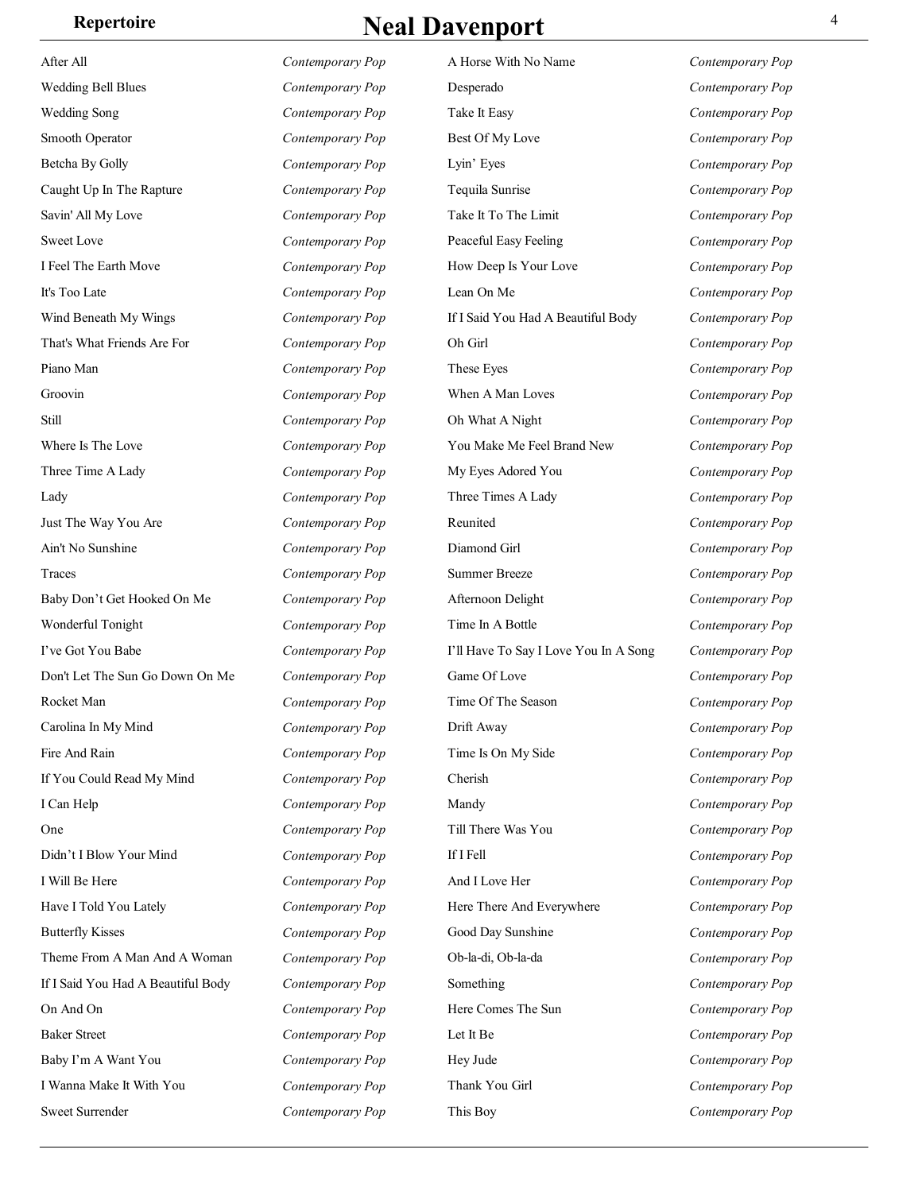| Song | Genre |
|---|---|
| After All | *Contemporary Pop* |
| Wedding Bell Blues | *Contemporary Pop* |
| Wedding Song | *Contemporary Pop* |
| Smooth Operator | *Contemporary Pop* |
| Betcha By Golly | *Contemporary Pop* |
| Caught Up In The Rapture | *Contemporary Pop* |
| Savin' All My Love | *Contemporary Pop* |
| Sweet Love | *Contemporary Pop* |
| I Feel The Earth Move | *Contemporary Pop* |
| It's Too Late | *Contemporary Pop* |
| Wind Beneath My Wings | *Contemporary Pop* |
| That's What Friends Are For | *Contemporary Pop* |
| Piano Man | *Contemporary Pop* |
| Groovin | *Contemporary Pop* |
| Still | *Contemporary Pop* |
| Where Is The Love | *Contemporary Pop* |
| Three Time A Lady | *Contemporary Pop* |
| Lady | *Contemporary Pop* |
| Just The Way You Are | *Contemporary Pop* |
| Ain't No Sunshine | *Contemporary Pop* |
| Traces | *Contemporary Pop* |
| Baby Don't Get Hooked On Me | *Contemporary Pop* |
| Wonderful Tonight | *Contemporary Pop* |
| I've Got You Babe | *Contemporary Pop* |
| Don't Let The Sun Go Down On Me | *Contemporary Pop* |
| Rocket Man | *Contemporary Pop* |
| Carolina In My Mind | *Contemporary Pop* |
| Fire And Rain | *Contemporary Pop* |
| If You Could Read My Mind | *Contemporary Pop* |
| I Can Help | *Contemporary Pop* |
| One | *Contemporary Pop* |
| Didn't I Blow Your Mind | *Contemporary Pop* |
| I Will Be Here | *Contemporary Pop* |
| Have I Told You Lately | *Contemporary Pop* |
| Butterfly Kisses | *Contemporary Pop* |
| Theme From A Man And A Woman | *Contemporary Pop* |
| If I Said You Had A Beautiful Body | *Contemporary Pop* |
| On And On | *Contemporary Pop* |
| Baker Street | *Contemporary Pop* |
| Baby I'm A Want You | *Contemporary Pop* |
| I Wanna Make It With You | *Contemporary Pop* |
| Sweet Surrender | *Contemporary Pop* |
| A Horse With No Name | *Contemporary Pop* |
| Desperado | *Contemporary Pop* |
| Take It Easy | *Contemporary Pop* |
| Best Of My Love | *Contemporary Pop* |
| Lyin' Eyes | *Contemporary Pop* |
| Tequila Sunrise | *Contemporary Pop* |
| Take It To The Limit | *Contemporary Pop* |
| Peaceful Easy Feeling | *Contemporary Pop* |
| How Deep Is Your Love | *Contemporary Pop* |
| Lean On Me | *Contemporary Pop* |
| If I Said You Had A Beautiful Body | *Contemporary Pop* |
| Oh Girl | *Contemporary Pop* |
| These Eyes | *Contemporary Pop* |
| When A Man Loves | *Contemporary Pop* |
| Oh What A Night | *Contemporary Pop* |
| You Make Me Feel Brand New | *Contemporary Pop* |
| My Eyes Adored You | *Contemporary Pop* |
| Three Times A Lady | *Contemporary Pop* |
| Reunited | *Contemporary Pop* |
| Diamond Girl | *Contemporary Pop* |
| Summer Breeze | *Contemporary Pop* |
| Afternoon Delight | *Contemporary Pop* |
| Time In A Bottle | *Contemporary Pop* |
| I'll Have To Say I Love You In A Song | *Contemporary Pop* |
| Game Of Love | *Contemporary Pop* |
| Time Of The Season | *Contemporary Pop* |
| Drift Away | *Contemporary Pop* |
| Time Is On My Side | *Contemporary Pop* |
| Cherish | *Contemporary Pop* |
| Mandy | *Contemporary Pop* |
| Till There Was You | *Contemporary Pop* |
| If I Fell | *Contemporary Pop* |
| And I Love Her | *Contemporary Pop* |
| Here There And Everywhere | *Contemporary Pop* |
| Good Day Sunshine | *Contemporary Pop* |
| Ob-la-di, Ob-la-da | *Contemporary Pop* |
| Something | *Contemporary Pop* |
| Here Comes The Sun | *Contemporary Pop* |
| Let It Be | *Contemporary Pop* |
| Hey Jude | *Contemporary Pop* |
| Thank You Girl | *Contemporary Pop* |
| This Boy | *Contemporary Pop* |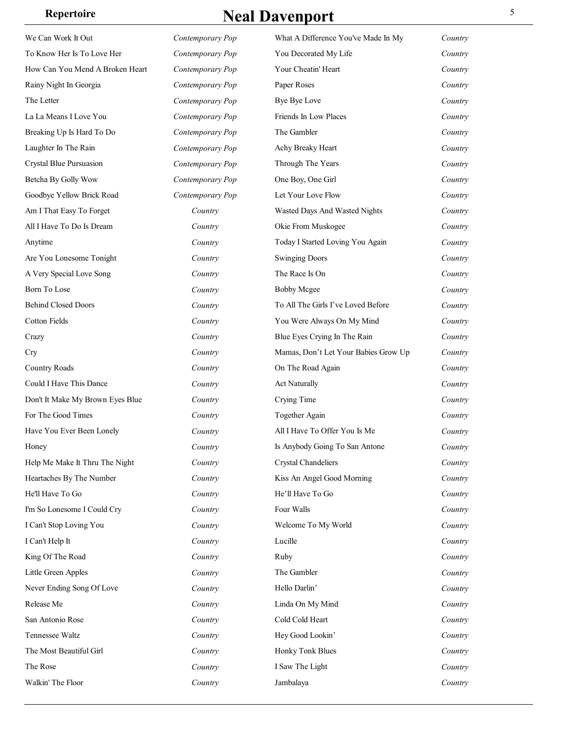| Song | Genre |
| --- | --- |
| We Can Work It Out | *Contemporary Pop* |
| To Know Her Is To Love Her | *Contemporary Pop* |
| How Can You Mend A Broken Heart | *Contemporary Pop* |
| Rainy Night In Georgia | *Contemporary Pop* |
| The Letter | *Contemporary Pop* |
| La La Means I Love You | *Contemporary Pop* |
| Breaking Up Is Hard To Do | *Contemporary Pop* |
| Laughter In The Rain | *Contemporary Pop* |
| Crystal Blue Pursuasion | *Contemporary Pop* |
| Betcha By Golly Wow | *Contemporary Pop* |
| Goodbye Yellow Brick Road | *Contemporary Pop* |
| Am I That Easy To Forget | *Country* |
| All I Have To Do Is Dream | *Country* |
| Anytime | *Country* |
| Are You Lonesome Tonight | *Country* |
| A Very Special Love Song | *Country* |
| Born To Lose | *Country* |
| Behind Closed Doors | *Country* |
| Cotton Fields | *Country* |
| Crazy | *Country* |
| Cry | *Country* |
| Country Roads | *Country* |
| Could I Have This Dance | *Country* |
| Don't It Make My Brown Eyes Blue | *Country* |
| For The Good Times | *Country* |
| Have You Ever Been Lonely | *Country* |
| Honey | *Country* |
| Help Me Make It Thru The Night | *Country* |
| Heartaches By The Number | *Country* |
| He'll Have To Go | *Country* |
| I'm So Lonesome I Could Cry | *Country* |
| I Can't Stop Loving You | *Country* |
| I Can't Help It | *Country* |
| King Of The Road | *Country* |
| Little Green Apples | *Country* |
| Never Ending Song Of Love | *Country* |
| Release Me | *Country* |
| San Antonio Rose | *Country* |
| Tennessee Waltz | *Country* |
| The Most Beautiful Girl | *Country* |
| The Rose | *Country* |
| Walkin' The Floor | *Country* |
| What A Difference You've Made In My | *Country* |
| You Decorated My Life | *Country* |
| Your Cheatin' Heart | *Country* |
| Paper Roses | *Country* |
| Bye Bye Love | *Country* |
| Friends In Low Places | *Country* |
| The Gambler | *Country* |
| Achy Breaky Heart | *Country* |
| Through The Years | *Country* |
| One Boy, One Girl | *Country* |
| Let Your Love Flow | *Country* |
| Wasted Days And Wasted Nights | *Country* |
| Okie From Muskogee | *Country* |
| Today I Started Loving You Again | *Country* |
| Swinging Doors | *Country* |
| The Race Is On | *Country* |
| Bobby Mcgee | *Country* |
| To All The Girls I've Loved Before | *Country* |
| You Were Always On My Mind | *Country* |
| Blue Eyes Crying In The Rain | *Country* |
| Mamas, Don't Let Your Babies Grow Up | *Country* |
| On The Road Again | *Country* |
| Act Naturally | *Country* |
| Crying Time | *Country* |
| Together Again | *Country* |
| All I Have To Offer You Is Me | *Country* |
| Is Anybody Going To San Antone | *Country* |
| Crystal Chandeliers | *Country* |
| Kiss An Angel Good Morning | *Country* |
| He'll Have To Go | *Country* |
| Four Walls | *Country* |
| Welcome To My World | *Country* |
| Lucille | *Country* |
| Ruby | *Country* |
| The Gambler | *Country* |
| Hello Darlin' | *Country* |
| Linda On My Mind | *Country* |
| Cold Cold Heart | *Country* |
| Hey Good Lookin' | *Country* |
| Honky Tonk Blues | *Country* |
| I Saw The Light | *Country* |
| Jambalaya | *Country* |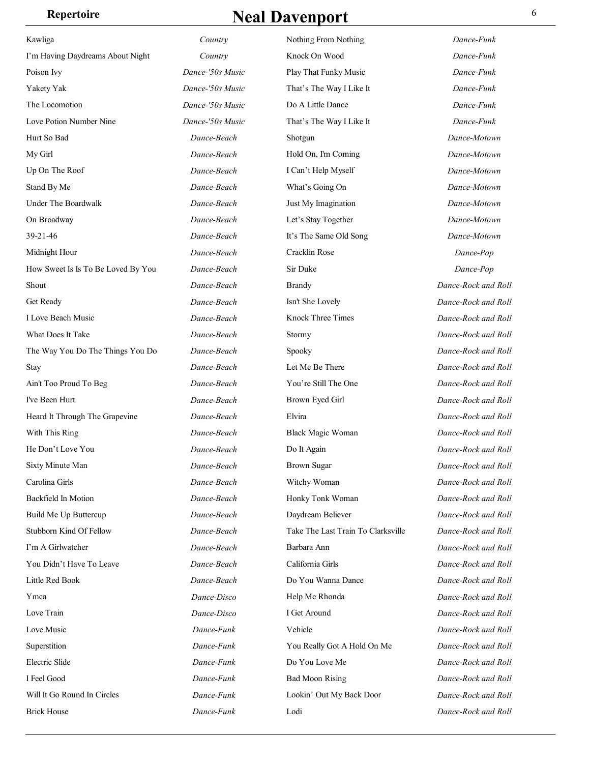| Song | Genre |
| --- | --- |
| Kawliga | *Country* |
| I'm Having Daydreams About Night | *Country* |
| Poison Ivy | *Dance-'50s Music* |
| Yakety Yak | *Dance-'50s Music* |
| The Locomotion | *Dance-'50s Music* |
| Love Potion Number Nine | *Dance-'50s Music* |
| Hurt So Bad | *Dance-Beach* |
| My Girl | *Dance-Beach* |
| Up On The Roof | *Dance-Beach* |
| Stand By Me | *Dance-Beach* |
| Under The Boardwalk | *Dance-Beach* |
| On Broadway | *Dance-Beach* |
| 39-21-46 | *Dance-Beach* |
| Midnight Hour | *Dance-Beach* |
| How Sweet Is Is To Be Loved By You | *Dance-Beach* |
| Shout | *Dance-Beach* |
| Get Ready | *Dance-Beach* |
| I Love Beach Music | *Dance-Beach* |
| What Does It Take | *Dance-Beach* |
| The Way You Do The Things You Do | *Dance-Beach* |
| Stay | *Dance-Beach* |
| Ain't Too Proud To Beg | *Dance-Beach* |
| I've Been Hurt | *Dance-Beach* |
| Heard It Through The Grapevine | *Dance-Beach* |
| With This Ring | *Dance-Beach* |
| He Don't Love You | *Dance-Beach* |
| Sixty Minute Man | *Dance-Beach* |
| Carolina Girls | *Dance-Beach* |
| Backfield In Motion | *Dance-Beach* |
| Build Me Up Buttercup | *Dance-Beach* |
| Stubborn Kind Of Fellow | *Dance-Beach* |
| I'm A Girlwatcher | *Dance-Beach* |
| You Didn't Have To Leave | *Dance-Beach* |
| Little Red Book | *Dance-Beach* |
| Ymca | *Dance-Disco* |
| Love Train | *Dance-Disco* |
| Love Music | *Dance-Funk* |
| Superstition | *Dance-Funk* |
| Electric Slide | *Dance-Funk* |
| I Feel Good | *Dance-Funk* |
| Will It Go Round In Circles | *Dance-Funk* |
| Brick House | *Dance-Funk* |
| Nothing From Nothing | *Dance-Funk* |
| Knock On Wood | *Dance-Funk* |
| Play That Funky Music | *Dance-Funk* |
| That's The Way I Like It | *Dance-Funk* |
| Do A Little Dance | *Dance-Funk* |
| That's The Way I Like It | *Dance-Funk* |
| Shotgun | *Dance-Motown* |
| Hold On, I'm Coming | *Dance-Motown* |
| I Can't Help Myself | *Dance-Motown* |
| What's Going On | *Dance-Motown* |
| Just My Imagination | *Dance-Motown* |
| Let's Stay Together | *Dance-Motown* |
| It's The Same Old Song | *Dance-Motown* |
| Cracklin Rose | *Dance-Pop* |
| Sir Duke | *Dance-Pop* |
| Brandy | *Dance-Rock and Roll* |
| Isn't She Lovely | *Dance-Rock and Roll* |
| Knock Three Times | *Dance-Rock and Roll* |
| Stormy | *Dance-Rock and Roll* |
| Spooky | *Dance-Rock and Roll* |
| Let Me Be There | *Dance-Rock and Roll* |
| You're Still The One | *Dance-Rock and Roll* |
| Brown Eyed Girl | *Dance-Rock and Roll* |
| Elvira | *Dance-Rock and Roll* |
| Black Magic Woman | *Dance-Rock and Roll* |
| Do It Again | *Dance-Rock and Roll* |
| Brown Sugar | *Dance-Rock and Roll* |
| Witchy Woman | *Dance-Rock and Roll* |
| Honky Tonk Woman | *Dance-Rock and Roll* |
| Daydream Believer | *Dance-Rock and Roll* |
| Take The Last Train To Clarksville | *Dance-Rock and Roll* |
| Barbara Ann | *Dance-Rock and Roll* |
| California Girls | *Dance-Rock and Roll* |
| Do You Wanna Dance | *Dance-Rock and Roll* |
| Help Me Rhonda | *Dance-Rock and Roll* |
| I Get Around | *Dance-Rock and Roll* |
| Vehicle | *Dance-Rock and Roll* |
| You Really Got A Hold On Me | *Dance-Rock and Roll* |
| Do You Love Me | *Dance-Rock and Roll* |
| Bad Moon Rising | *Dance-Rock and Roll* |
| Lookin' Out My Back Door | *Dance-Rock and Roll* |
| Lodi | *Dance-Rock and Roll* |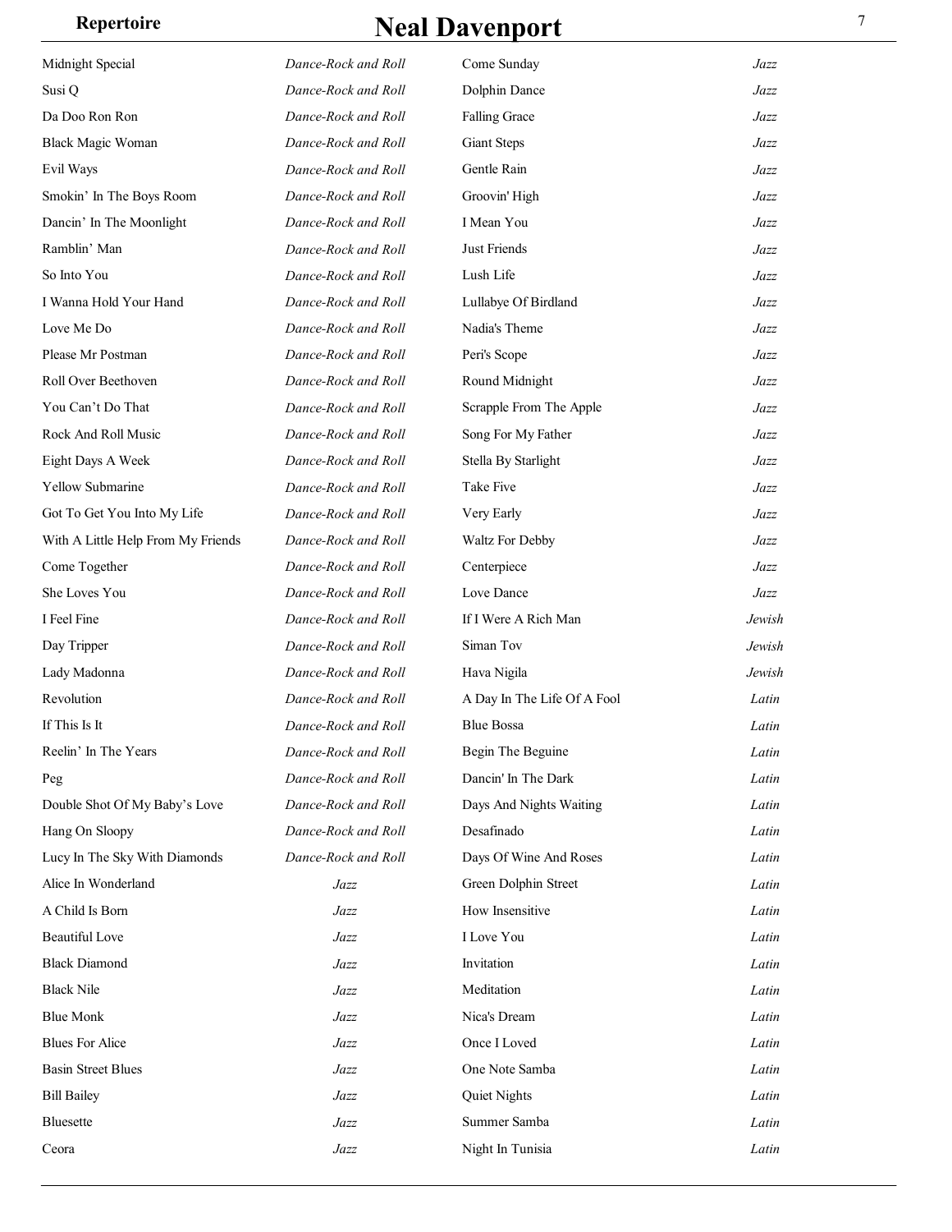| Song | Genre |
| --- | --- |
| Midnight Special | *Dance-Rock and Roll* |
| Susi Q | *Dance-Rock and Roll* |
| Da Doo Ron Ron | *Dance-Rock and Roll* |
| Black Magic Woman | *Dance-Rock and Roll* |
| Evil Ways | *Dance-Rock and Roll* |
| Smokin' In The Boys Room | *Dance-Rock and Roll* |
| Dancin' In The Moonlight | *Dance-Rock and Roll* |
| Ramblin' Man | *Dance-Rock and Roll* |
| So Into You | *Dance-Rock and Roll* |
| I Wanna Hold Your Hand | *Dance-Rock and Roll* |
| Love Me Do | *Dance-Rock and Roll* |
| Please Mr Postman | *Dance-Rock and Roll* |
| Roll Over Beethoven | *Dance-Rock and Roll* |
| You Can't Do That | *Dance-Rock and Roll* |
| Rock And Roll Music | *Dance-Rock and Roll* |
| Eight Days A Week | *Dance-Rock and Roll* |
| Yellow Submarine | *Dance-Rock and Roll* |
| Got To Get You Into My Life | *Dance-Rock and Roll* |
| With A Little Help From My Friends | *Dance-Rock and Roll* |
| Come Together | *Dance-Rock and Roll* |
| She Loves You | *Dance-Rock and Roll* |
| I Feel Fine | *Dance-Rock and Roll* |
| Day Tripper | *Dance-Rock and Roll* |
| Lady Madonna | *Dance-Rock and Roll* |
| Revolution | *Dance-Rock and Roll* |
| If This Is It | *Dance-Rock and Roll* |
| Reelin' In The Years | *Dance-Rock and Roll* |
| Peg | *Dance-Rock and Roll* |
| Double Shot Of My Baby's Love | *Dance-Rock and Roll* |
| Hang On Sloopy | *Dance-Rock and Roll* |
| Lucy In The Sky With Diamonds | *Dance-Rock and Roll* |
| Alice In Wonderland | *Jazz* |
| A Child Is Born | *Jazz* |
| Beautiful Love | *Jazz* |
| Black Diamond | *Jazz* |
| Black Nile | *Jazz* |
| Blue Monk | *Jazz* |
| Blues For Alice | *Jazz* |
| Basin Street Blues | *Jazz* |
| Bill Bailey | *Jazz* |
| Bluesette | *Jazz* |
| Ceora | *Jazz* |
| Come Sunday | *Jazz* |
| Dolphin Dance | *Jazz* |
| Falling Grace | *Jazz* |
| Giant Steps | *Jazz* |
| Gentle Rain | *Jazz* |
| Groovin' High | *Jazz* |
| I Mean You | *Jazz* |
| Just Friends | *Jazz* |
| Lush Life | *Jazz* |
| Lullabye Of Birdland | *Jazz* |
| Nadia's Theme | *Jazz* |
| Peri's Scope | *Jazz* |
| Round Midnight | *Jazz* |
| Scrapple From The Apple | *Jazz* |
| Song For My Father | *Jazz* |
| Stella By Starlight | *Jazz* |
| Take Five | *Jazz* |
| Very Early | *Jazz* |
| Waltz For Debby | *Jazz* |
| Centerpiece | *Jazz* |
| Love Dance | *Jazz* |
| If I Were A Rich Man | *Jewish* |
| Siman Tov | *Jewish* |
| Hava Nigila | *Jewish* |
| A Day In The Life Of A Fool | *Latin* |
| Blue Bossa | *Latin* |
| Begin The Beguine | *Latin* |
| Dancin' In The Dark | *Latin* |
| Days And Nights Waiting | *Latin* |
| Desafinado | *Latin* |
| Days Of Wine And Roses | *Latin* |
| Green Dolphin Street | *Latin* |
| How Insensitive | *Latin* |
| I Love You | *Latin* |
| Invitation | *Latin* |
| Meditation | *Latin* |
| Nica's Dream | *Latin* |
| Once I Loved | *Latin* |
| One Note Samba | *Latin* |
| Quiet Nights | *Latin* |
| Summer Samba | *Latin* |
| Night In Tunisia | *Latin* |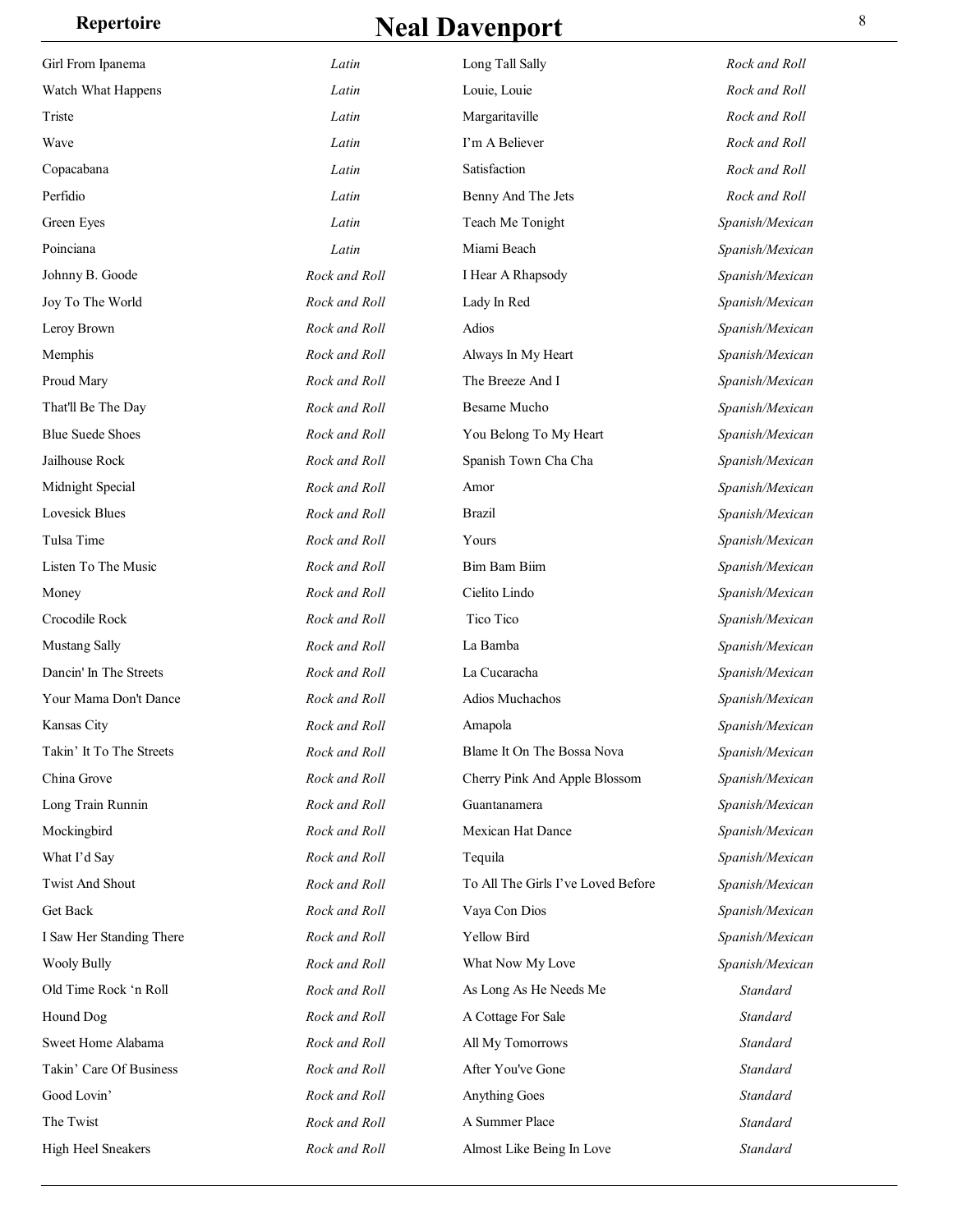| Song | Genre | Song | Genre |
|---|---|---|---|
| Girl From Ipanema | *Latin* | Long Tall Sally | *Rock and Roll* |
| Watch What Happens | *Latin* | Louie, Louie | *Rock and Roll* |
| Triste | *Latin* | Margaritaville | *Rock and Roll* |
| Wave | *Latin* | I'm A Believer | *Rock and Roll* |
| Copacabana | *Latin* | Satisfaction | *Rock and Roll* |
| Perfidio | *Latin* | Benny And The Jets | *Rock and Roll* |
| Green Eyes | *Latin* | Teach Me Tonight | *Spanish/Mexican* |
| Poinciana | *Latin* | Miami Beach | *Spanish/Mexican* |
| Johnny B. Goode | *Rock and Roll* | I Hear A Rhapsody | *Spanish/Mexican* |
| Joy To The World | *Rock and Roll* | Lady In Red | *Spanish/Mexican* |
| Leroy Brown | *Rock and Roll* | Adios | *Spanish/Mexican* |
| Memphis | *Rock and Roll* | Always In My Heart | *Spanish/Mexican* |
| Proud Mary | *Rock and Roll* | The Breeze And I | *Spanish/Mexican* |
| That'll Be The Day | *Rock and Roll* | Besame Mucho | *Spanish/Mexican* |
| Blue Suede Shoes | *Rock and Roll* | You Belong To My Heart | *Spanish/Mexican* |
| Jailhouse Rock | *Rock and Roll* | Spanish Town Cha Cha | *Spanish/Mexican* |
| Midnight Special | *Rock and Roll* | Amor | *Spanish/Mexican* |
| Lovesick Blues | *Rock and Roll* | Brazil | *Spanish/Mexican* |
| Tulsa Time | *Rock and Roll* | Yours | *Spanish/Mexican* |
| Listen To The Music | *Rock and Roll* | Bim Bam Biim | *Spanish/Mexican* |
| Money | *Rock and Roll* | Cielito Lindo | *Spanish/Mexican* |
| Crocodile Rock | *Rock and Roll* | Tico Tico | *Spanish/Mexican* |
| Mustang Sally | *Rock and Roll* | La Bamba | *Spanish/Mexican* |
| Dancin' In The Streets | *Rock and Roll* | La Cucaracha | *Spanish/Mexican* |
| Your Mama Don't Dance | *Rock and Roll* | Adios Muchachos | *Spanish/Mexican* |
| Kansas City | *Rock and Roll* | Amapola | *Spanish/Mexican* |
| Takin' It To The Streets | *Rock and Roll* | Blame It On The Bossa Nova | *Spanish/Mexican* |
| China Grove | *Rock and Roll* | Cherry Pink And Apple Blossom | *Spanish/Mexican* |
| Long Train Runnin | *Rock and Roll* | Guantanamera | *Spanish/Mexican* |
| Mockingbird | *Rock and Roll* | Mexican Hat Dance | *Spanish/Mexican* |
| What I'd Say | *Rock and Roll* | Tequila | *Spanish/Mexican* |
| Twist And Shout | *Rock and Roll* | To All The Girls I've Loved Before | *Spanish/Mexican* |
| Get Back | *Rock and Roll* | Vaya Con Dios | *Spanish/Mexican* |
| I Saw Her Standing There | *Rock and Roll* | Yellow Bird | *Spanish/Mexican* |
| Wooly Bully | *Rock and Roll* | What Now My Love | *Spanish/Mexican* |
| Old Time Rock 'n Roll | *Rock and Roll* | As Long As He Needs Me | *Standard* |
| Hound Dog | *Rock and Roll* | A Cottage For Sale | *Standard* |
| Sweet Home Alabama | *Rock and Roll* | All My Tomorrows | *Standard* |
| Takin' Care Of Business | *Rock and Roll* | After You've Gone | *Standard* |
| Good Lovin' | *Rock and Roll* | Anything Goes | *Standard* |
| The Twist | *Rock and Roll* | A Summer Place | *Standard* |
| High Heel Sneakers | *Rock and Roll* | Almost Like Being In Love | *Standard* |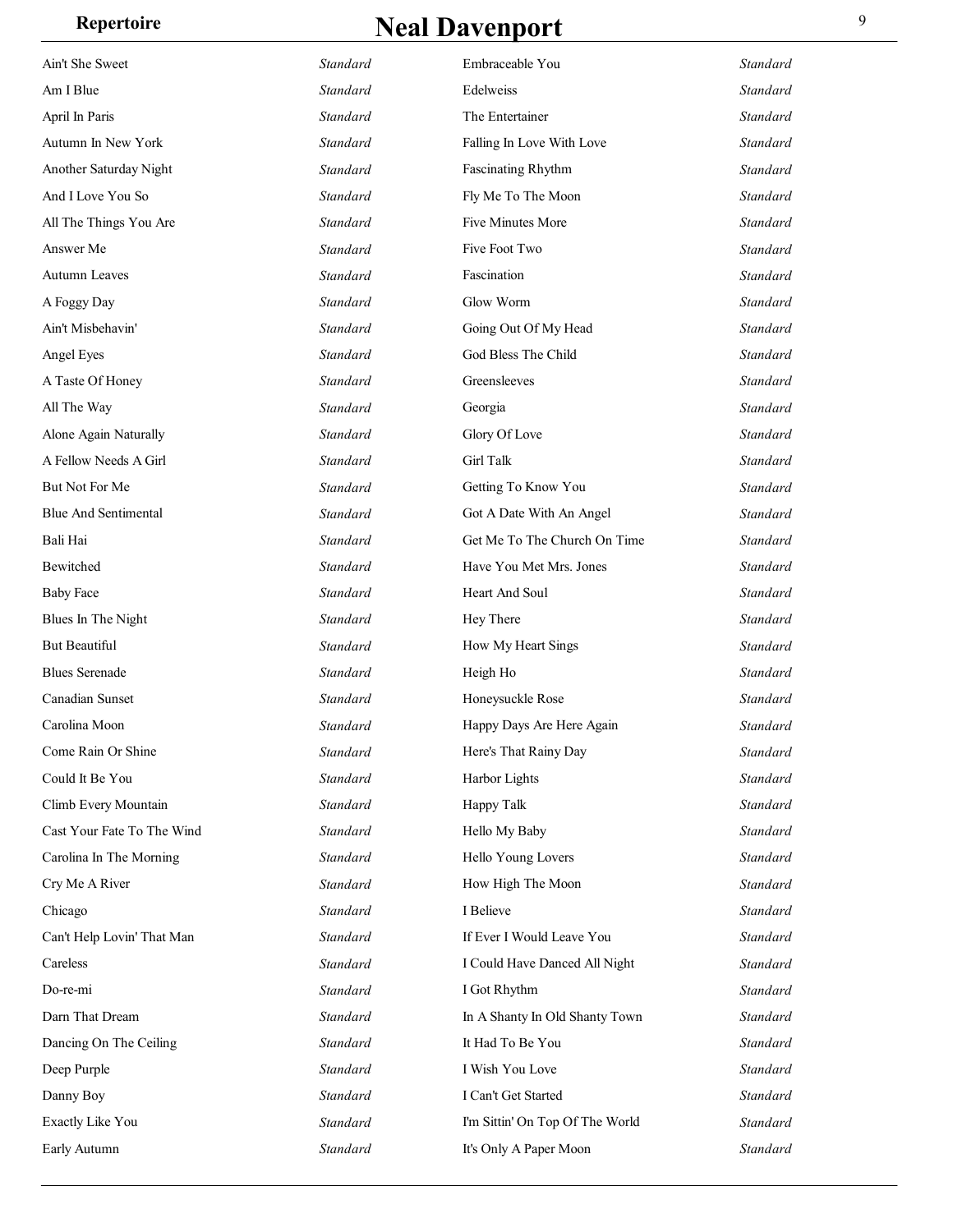| Song | Style |
|---|---|
| Ain't She Sweet | *Standard* |
| Am I Blue | *Standard* |
| April In Paris | *Standard* |
| Autumn In New York | *Standard* |
| Another Saturday Night | *Standard* |
| And I Love You So | *Standard* |
| All The Things You Are | *Standard* |
| Answer Me | *Standard* |
| Autumn Leaves | *Standard* |
| A Foggy Day | *Standard* |
| Ain't Misbehavin' | *Standard* |
| Angel Eyes | *Standard* |
| A Taste Of Honey | *Standard* |
| All The Way | *Standard* |
| Alone Again Naturally | *Standard* |
| A Fellow Needs A Girl | *Standard* |
| But Not For Me | *Standard* |
| Blue And Sentimental | *Standard* |
| Bali Hai | *Standard* |
| Bewitched | *Standard* |
| Baby Face | *Standard* |
| Blues In The Night | *Standard* |
| But Beautiful | *Standard* |
| Blues Serenade | *Standard* |
| Canadian Sunset | *Standard* |
| Carolina Moon | *Standard* |
| Come Rain Or Shine | *Standard* |
| Could It Be You | *Standard* |
| Climb Every Mountain | *Standard* |
| Cast Your Fate To The Wind | *Standard* |
| Carolina In The Morning | *Standard* |
| Cry Me A River | *Standard* |
| Chicago | *Standard* |
| Can't Help Lovin' That Man | *Standard* |
| Careless | *Standard* |
| Do-re-mi | *Standard* |
| Darn That Dream | *Standard* |
| Dancing On The Ceiling | *Standard* |
| Deep Purple | *Standard* |
| Danny Boy | *Standard* |
| Exactly Like You | *Standard* |
| Early Autumn | *Standard* |
| Embraceable You | *Standard* |
| Edelweiss | *Standard* |
| The Entertainer | *Standard* |
| Falling In Love With Love | *Standard* |
| Fascinating Rhythm | *Standard* |
| Fly Me To The Moon | *Standard* |
| Five Minutes More | *Standard* |
| Five Foot Two | *Standard* |
| Fascination | *Standard* |
| Glow Worm | *Standard* |
| Going Out Of My Head | *Standard* |
| God Bless The Child | *Standard* |
| Greensleeves | *Standard* |
| Georgia | *Standard* |
| Glory Of Love | *Standard* |
| Girl Talk | *Standard* |
| Getting To Know You | *Standard* |
| Got A Date With An Angel | *Standard* |
| Get Me To The Church On Time | *Standard* |
| Have You Met Mrs. Jones | *Standard* |
| Heart And Soul | *Standard* |
| Hey There | *Standard* |
| How My Heart Sings | *Standard* |
| Heigh Ho | *Standard* |
| Honeysuckle Rose | *Standard* |
| Happy Days Are Here Again | *Standard* |
| Here's That Rainy Day | *Standard* |
| Harbor Lights | *Standard* |
| Happy Talk | *Standard* |
| Hello My Baby | *Standard* |
| Hello Young Lovers | *Standard* |
| How High The Moon | *Standard* |
| I Believe | *Standard* |
| If Ever I Would Leave You | *Standard* |
| I Could Have Danced All Night | *Standard* |
| I Got Rhythm | *Standard* |
| In A Shanty In Old Shanty Town | *Standard* |
| It Had To Be You | *Standard* |
| I Wish You Love | *Standard* |
| I Can't Get Started | *Standard* |
| I'm Sittin' On Top Of The World | *Standard* |
| It's Only A Paper Moon | *Standard* |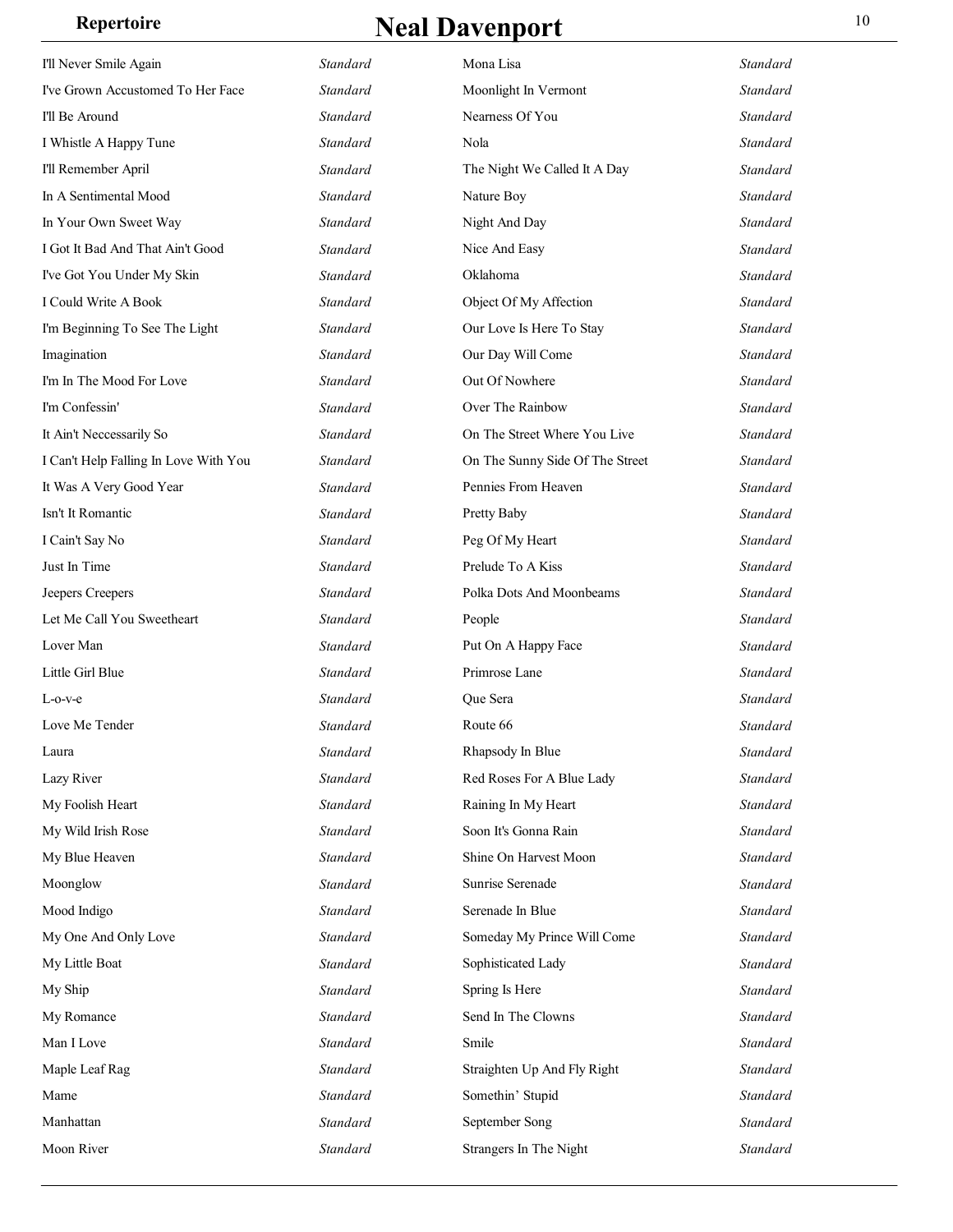| Title | Genre |
| --- | --- |
| I'll Never Smile Again | *Standard* |
| I've Grown Accustomed To Her Face | *Standard* |
| I'll Be Around | *Standard* |
| I Whistle A Happy Tune | *Standard* |
| I'll Remember April | *Standard* |
| In A Sentimental Mood | *Standard* |
| In Your Own Sweet Way | *Standard* |
| I Got It Bad And That Ain't Good | *Standard* |
| I've Got You Under My Skin | *Standard* |
| I Could Write A Book | *Standard* |
| I'm Beginning To See The Light | *Standard* |
| Imagination | *Standard* |
| I'm In The Mood For Love | *Standard* |
| I'm Confessin' | *Standard* |
| It Ain't Neccessarily So | *Standard* |
| I Can't Help Falling In Love With You | *Standard* |
| It Was A Very Good Year | *Standard* |
| Isn't It Romantic | *Standard* |
| I Cain't Say No | *Standard* |
| Just In Time | *Standard* |
| Jeepers Creepers | *Standard* |
| Let Me Call You Sweetheart | *Standard* |
| Lover Man | *Standard* |
| Little Girl Blue | *Standard* |
| L-o-v-e | *Standard* |
| Love Me Tender | *Standard* |
| Laura | *Standard* |
| Lazy River | *Standard* |
| My Foolish Heart | *Standard* |
| My Wild Irish Rose | *Standard* |
| My Blue Heaven | *Standard* |
| Moonglow | *Standard* |
| Mood Indigo | *Standard* |
| My One And Only Love | *Standard* |
| My Little Boat | *Standard* |
| My Ship | *Standard* |
| My Romance | *Standard* |
| Man I Love | *Standard* |
| Maple Leaf Rag | *Standard* |
| Mame | *Standard* |
| Manhattan | *Standard* |
| Moon River | *Standard* |
| Mona Lisa | *Standard* |
| Moonlight In Vermont | *Standard* |
| Nearness Of You | *Standard* |
| Nola | *Standard* |
| The Night We Called It A Day | *Standard* |
| Nature Boy | *Standard* |
| Night And Day | *Standard* |
| Nice And Easy | *Standard* |
| Oklahoma | *Standard* |
| Object Of My Affection | *Standard* |
| Our Love Is Here To Stay | *Standard* |
| Our Day Will Come | *Standard* |
| Out Of Nowhere | *Standard* |
| Over The Rainbow | *Standard* |
| On The Street Where You Live | *Standard* |
| On The Sunny Side Of The Street | *Standard* |
| Pennies From Heaven | *Standard* |
| Pretty Baby | *Standard* |
| Peg Of My Heart | *Standard* |
| Prelude To A Kiss | *Standard* |
| Polka Dots And Moonbeams | *Standard* |
| People | *Standard* |
| Put On A Happy Face | *Standard* |
| Primrose Lane | *Standard* |
| Que Sera | *Standard* |
| Route 66 | *Standard* |
| Rhapsody In Blue | *Standard* |
| Red Roses For A Blue Lady | *Standard* |
| Raining In My Heart | *Standard* |
| Soon It's Gonna Rain | *Standard* |
| Shine On Harvest Moon | *Standard* |
| Sunrise Serenade | *Standard* |
| Serenade In Blue | *Standard* |
| Someday My Prince Will Come | *Standard* |
| Sophisticated Lady | *Standard* |
| Spring Is Here | *Standard* |
| Send In The Clowns | *Standard* |
| Smile | *Standard* |
| Straighten Up And Fly Right | *Standard* |
| Somethin' Stupid | *Standard* |
| September Song | *Standard* |
| Strangers In The Night | *Standard* |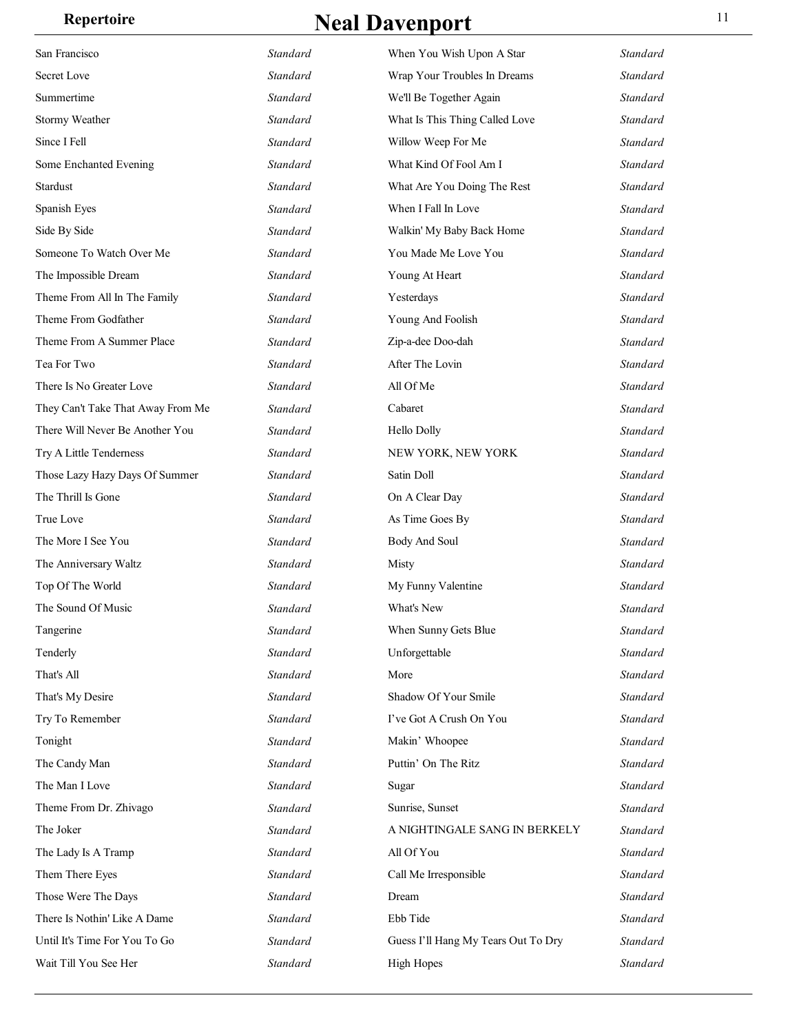| | |
|---|---|
| San Francisco | *Standard* |
| Secret Love | *Standard* |
| Summertime | *Standard* |
| Stormy Weather | *Standard* |
| Since I Fell | *Standard* |
| Some Enchanted Evening | *Standard* |
| Stardust | *Standard* |
| Spanish Eyes | *Standard* |
| Side By Side | *Standard* |
| Someone To Watch Over Me | *Standard* |
| The Impossible Dream | *Standard* |
| Theme From All In The Family | *Standard* |
| Theme From Godfather | *Standard* |
| Theme From A Summer Place | *Standard* |
| Tea For Two | *Standard* |
| There Is No Greater Love | *Standard* |
| They Can't Take That Away From Me | *Standard* |
| There Will Never Be Another You | *Standard* |
| Try A Little Tenderness | *Standard* |
| Those Lazy Hazy Days Of Summer | *Standard* |
| The Thrill Is Gone | *Standard* |
| True Love | *Standard* |
| The More I See You | *Standard* |
| The Anniversary Waltz | *Standard* |
| Top Of The World | *Standard* |
| The Sound Of Music | *Standard* |
| Tangerine | *Standard* |
| Tenderly | *Standard* |
| That's All | *Standard* |
| That's My Desire | *Standard* |
| Try To Remember | *Standard* |
| Tonight | *Standard* |
| The Candy Man | *Standard* |
| The Man I Love | *Standard* |
| Theme From Dr. Zhivago | *Standard* |
| The Joker | *Standard* |
| The Lady Is A Tramp | *Standard* |
| Them There Eyes | *Standard* |
| Those Were The Days | *Standard* |
| There Is Nothin' Like A Dame | *Standard* |
| Until It's Time For You To Go | *Standard* |
| Wait Till You See Her | *Standard* |
| When You Wish Upon A Star | *Standard* |
| Wrap Your Troubles In Dreams | *Standard* |
| We'll Be Together Again | *Standard* |
| What Is This Thing Called Love | *Standard* |
| Willow Weep For Me | *Standard* |
| What Kind Of Fool Am I | *Standard* |
| What Are You Doing The Rest | *Standard* |
| When I Fall In Love | *Standard* |
| Walkin' My Baby Back Home | *Standard* |
| You Made Me Love You | *Standard* |
| Young At Heart | *Standard* |
| Yesterdays | *Standard* |
| Young And Foolish | *Standard* |
| Zip-a-dee Doo-dah | *Standard* |
| After The Lovin | *Standard* |
| All Of Me | *Standard* |
| Cabaret | *Standard* |
| Hello Dolly | *Standard* |
| NEW YORK, NEW YORK | *Standard* |
| Satin Doll | *Standard* |
| On A Clear Day | *Standard* |
| As Time Goes By | *Standard* |
| Body And Soul | *Standard* |
| Misty | *Standard* |
| My Funny Valentine | *Standard* |
| What's New | *Standard* |
| When Sunny Gets Blue | *Standard* |
| Unforgettable | *Standard* |
| More | *Standard* |
| Shadow Of Your Smile | *Standard* |
| I've Got A Crush On You | *Standard* |
| Makin' Whoopee | *Standard* |
| Puttin' On The Ritz | *Standard* |
| Sugar | *Standard* |
| Sunrise, Sunset | *Standard* |
| A NIGHTINGALE SANG IN BERKELY | *Standard* |
| All Of You | *Standard* |
| Call Me Irresponsible | *Standard* |
| Dream | *Standard* |
| Ebb Tide | *Standard* |
| Guess I'll Hang My Tears Out To Dry | *Standard* |
| High Hopes | *Standard* |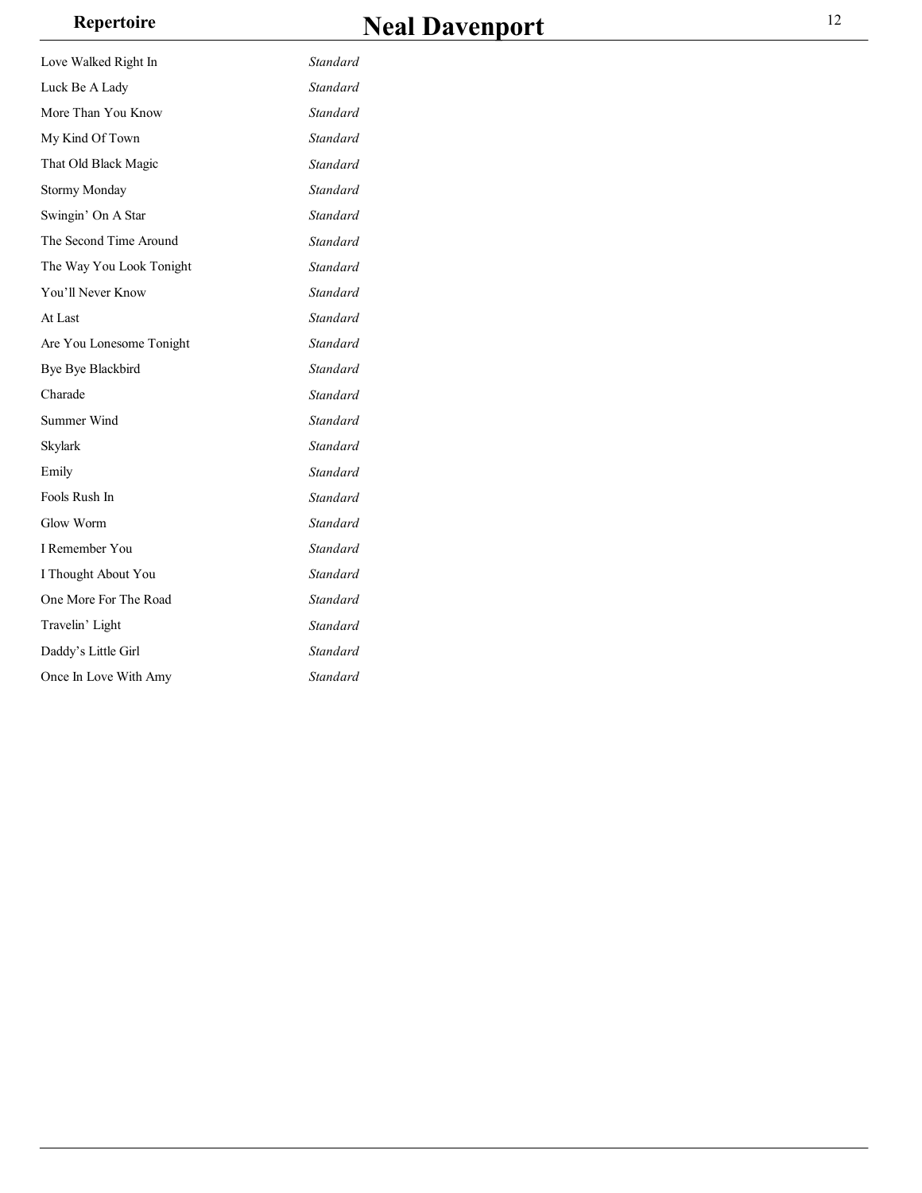| | |
|---|---|
| Love Walked Right In | *Standard* |
| Luck Be A Lady | *Standard* |
| More Than You Know | *Standard* |
| My Kind Of Town | *Standard* |
| That Old Black Magic | *Standard* |
| Stormy Monday | *Standard* |
| Swingin' On A Star | *Standard* |
| The Second Time Around | *Standard* |
| The Way You Look Tonight | *Standard* |
| You'll Never Know | *Standard* |
| At Last | *Standard* |
| Are You Lonesome Tonight | *Standard* |
| Bye Bye Blackbird | *Standard* |
| Charade | *Standard* |
| Summer Wind | *Standard* |
| Skylark | *Standard* |
| Emily | *Standard* |
| Fools Rush In | *Standard* |
| Glow Worm | *Standard* |
| I Remember You | *Standard* |
| I Thought About You | *Standard* |
| One More For The Road | *Standard* |
| Travelin' Light | *Standard* |
| Daddy's Little Girl | *Standard* |
| Once In Love With Amy | *Standard* |